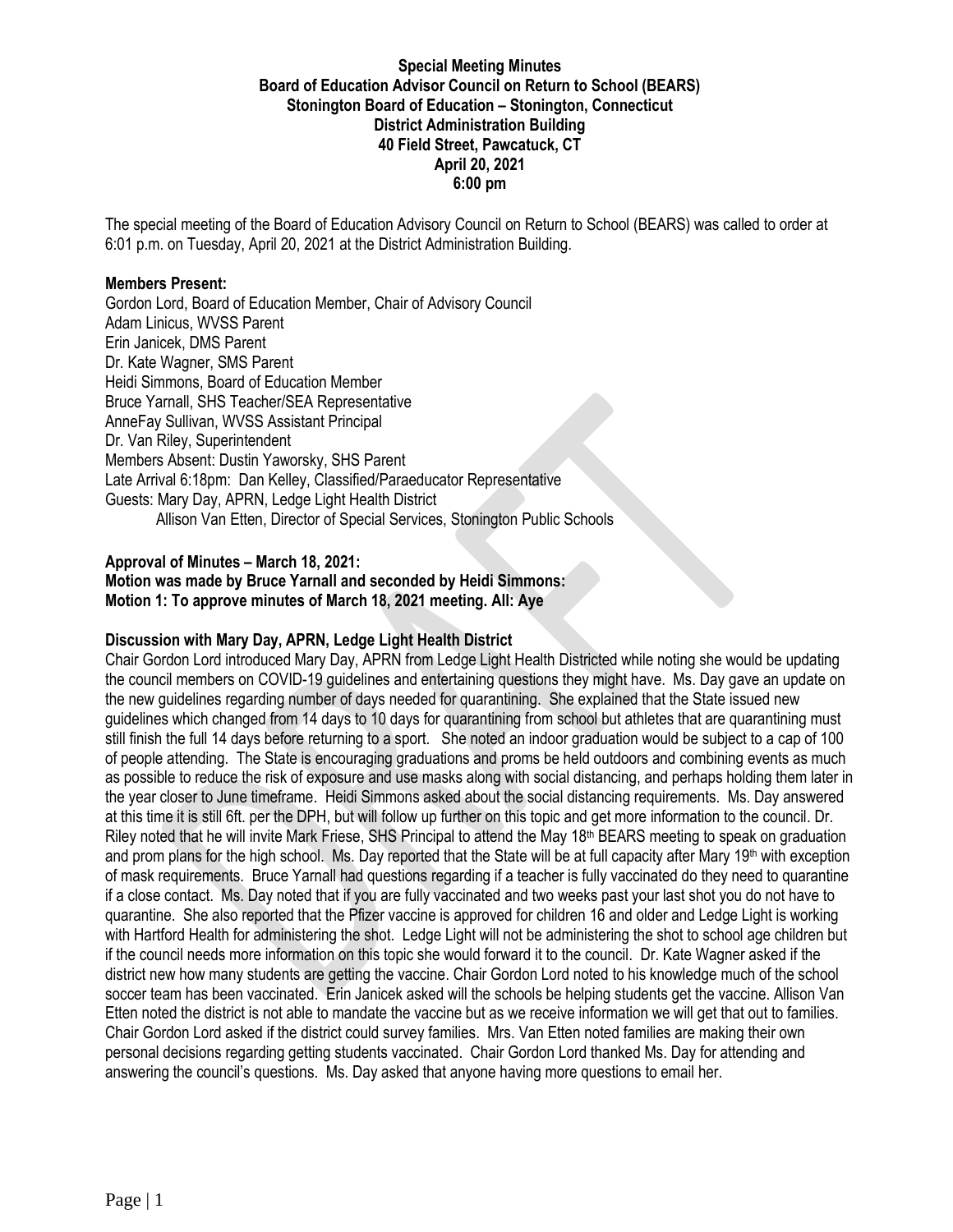**Special Meeting Minutes**
**Board of Education Advisor Council on Return to School (BEARS)**
**Stonington Board of Education – Stonington, Connecticut**
**District Administration Building**
**40 Field Street, Pawcatuck, CT**
**April 20, 2021**
**6:00 pm**

The special meeting of the Board of Education Advisory Council on Return to School (BEARS) was called to order at 6:01 p.m. on Tuesday, April 20, 2021 at the District Administration Building.

**Members Present:**
Gordon Lord, Board of Education Member, Chair of Advisory Council
Adam Linicus, WVSS Parent
Erin Janicek, DMS Parent
Dr. Kate Wagner, SMS Parent
Heidi Simmons, Board of Education Member
Bruce Yarnall, SHS Teacher/SEA Representative
AnneFay Sullivan, WVSS Assistant Principal
Dr. Van Riley, Superintendent
Members Absent: Dustin Yaworsky, SHS Parent
Late Arrival 6:18pm: Dan Kelley, Classified/Paraeducator Representative
Guests: Mary Day, APRN, Ledge Light Health District
Allison Van Etten, Director of Special Services, Stonington Public Schools

**Approval of Minutes – March 18, 2021:**
**Motion was made by Bruce Yarnall and seconded by Heidi Simmons:**
**Motion 1: To approve minutes of March 18, 2021 meeting. All: Aye**

**Discussion with Mary Day, APRN, Ledge Light Health District**
Chair Gordon Lord introduced Mary Day, APRN from Ledge Light Health Districted while noting she would be updating the council members on COVID-19 guidelines and entertaining questions they might have. Ms. Day gave an update on the new guidelines regarding number of days needed for quarantining. She explained that the State issued new guidelines which changed from 14 days to 10 days for quarantining from school but athletes that are quarantining must still finish the full 14 days before returning to a sport. She noted an indoor graduation would be subject to a cap of 100 of people attending. The State is encouraging graduations and proms be held outdoors and combining events as much as possible to reduce the risk of exposure and use masks along with social distancing, and perhaps holding them later in the year closer to June timeframe. Heidi Simmons asked about the social distancing requirements. Ms. Day answered at this time it is still 6ft. per the DPH, but will follow up further on this topic and get more information to the council. Dr. Riley noted that he will invite Mark Friese, SHS Principal to attend the May 18th BEARS meeting to speak on graduation and prom plans for the high school. Ms. Day reported that the State will be at full capacity after Mary 19th with exception of mask requirements. Bruce Yarnall had questions regarding if a teacher is fully vaccinated do they need to quarantine if a close contact. Ms. Day noted that if you are fully vaccinated and two weeks past your last shot you do not have to quarantine. She also reported that the Pfizer vaccine is approved for children 16 and older and Ledge Light is working with Hartford Health for administering the shot. Ledge Light will not be administering the shot to school age children but if the council needs more information on this topic she would forward it to the council. Dr. Kate Wagner asked if the district new how many students are getting the vaccine. Chair Gordon Lord noted to his knowledge much of the school soccer team has been vaccinated. Erin Janicek asked will the schools be helping students get the vaccine. Allison Van Etten noted the district is not able to mandate the vaccine but as we receive information we will get that out to families. Chair Gordon Lord asked if the district could survey families. Mrs. Van Etten noted families are making their own personal decisions regarding getting students vaccinated. Chair Gordon Lord thanked Ms. Day for attending and answering the council's questions. Ms. Day asked that anyone having more questions to email her.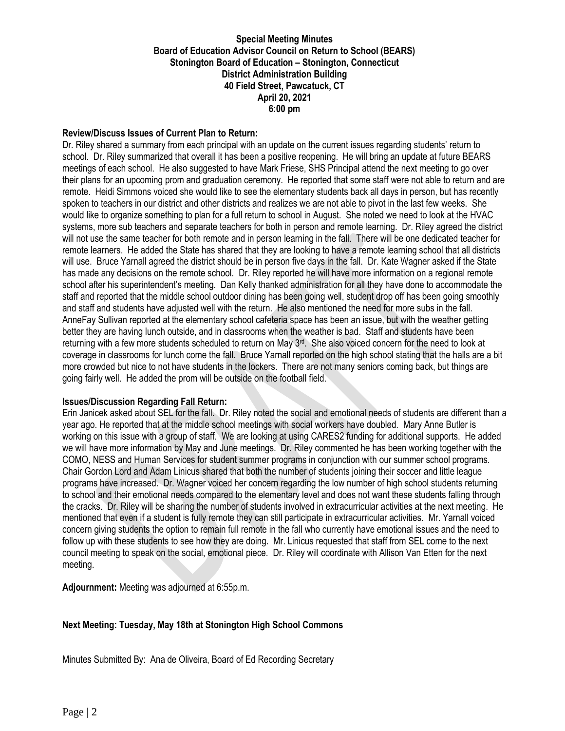**Special Meeting Minutes**
**Board of Education Advisor Council on Return to School (BEARS)**
**Stonington Board of Education – Stonington, Connecticut**
**District Administration Building**
**40 Field Street, Pawcatuck, CT**
**April 20, 2021**
**6:00 pm**

**Review/Discuss Issues of Current Plan to Return:**
Dr. Riley shared a summary from each principal with an update on the current issues regarding students' return to school. Dr. Riley summarized that overall it has been a positive reopening. He will bring an update at future BEARS meetings of each school. He also suggested to have Mark Friese, SHS Principal attend the next meeting to go over their plans for an upcoming prom and graduation ceremony. He reported that some staff were not able to return and are remote. Heidi Simmons voiced she would like to see the elementary students back all days in person, but has recently spoken to teachers in our district and other districts and realizes we are not able to pivot in the last few weeks. She would like to organize something to plan for a full return to school in August. She noted we need to look at the HVAC systems, more sub teachers and separate teachers for both in person and remote learning. Dr. Riley agreed the district will not use the same teacher for both remote and in person learning in the fall. There will be one dedicated teacher for remote learners. He added the State has shared that they are looking to have a remote learning school that all districts will use. Bruce Yarnall agreed the district should be in person five days in the fall. Dr. Kate Wagner asked if the State has made any decisions on the remote school. Dr. Riley reported he will have more information on a regional remote school after his superintendent's meeting. Dan Kelly thanked administration for all they have done to accommodate the staff and reported that the middle school outdoor dining has been going well, student drop off has been going smoothly and staff and students have adjusted well with the return. He also mentioned the need for more subs in the fall. AnneFay Sullivan reported at the elementary school cafeteria space has been an issue, but with the weather getting better they are having lunch outside, and in classrooms when the weather is bad. Staff and students have been returning with a few more students scheduled to return on May 3rd. She also voiced concern for the need to look at coverage in classrooms for lunch come the fall. Bruce Yarnall reported on the high school stating that the halls are a bit more crowded but nice to not have students in the lockers. There are not many seniors coming back, but things are going fairly well. He added the prom will be outside on the football field.

**Issues/Discussion Regarding Fall Return:**
Erin Janicek asked about SEL for the fall. Dr. Riley noted the social and emotional needs of students are different than a year ago. He reported that at the middle school meetings with social workers have doubled. Mary Anne Butler is working on this issue with a group of staff. We are looking at using CARES2 funding for additional supports. He added we will have more information by May and June meetings. Dr. Riley commented he has been working together with the COMO, NESS and Human Services for student summer programs in conjunction with our summer school programs. Chair Gordon Lord and Adam Linicus shared that both the number of students joining their soccer and little league programs have increased. Dr. Wagner voiced her concern regarding the low number of high school students returning to school and their emotional needs compared to the elementary level and does not want these students falling through the cracks. Dr. Riley will be sharing the number of students involved in extracurricular activities at the next meeting. He mentioned that even if a student is fully remote they can still participate in extracurricular activities. Mr. Yarnall voiced concern giving students the option to remain full remote in the fall who currently have emotional issues and the need to follow up with these students to see how they are doing. Mr. Linicus requested that staff from SEL come to the next council meeting to speak on the social, emotional piece. Dr. Riley will coordinate with Allison Van Etten for the next meeting.

**Adjournment:** Meeting was adjourned at 6:55p.m.

**Next Meeting: Tuesday, May 18th at Stonington High School Commons**

Minutes Submitted By: Ana de Oliveira, Board of Ed Recording Secretary